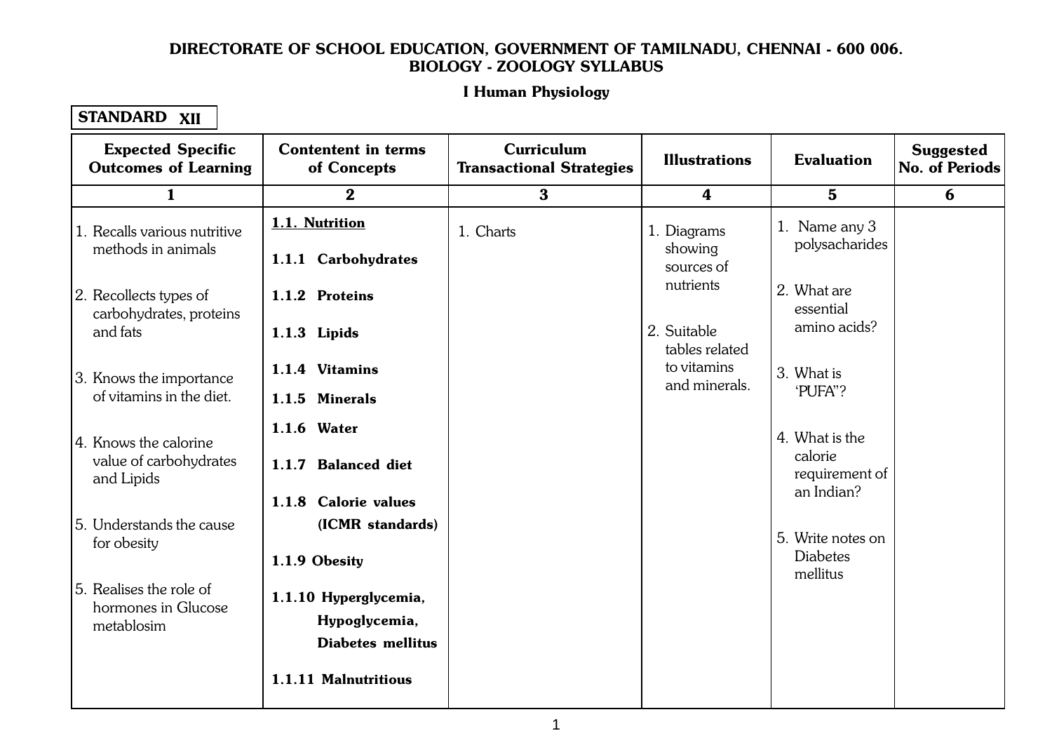**DIRECTORATE OF SCHOOL EDUCATION, GOVERNMENT OF TAMILNADU, CHENNAI - 600 006.**
**BIOLOGY - ZOOLOGY SYLLABUS**

**I Human Physiology**

**STANDARD XII**

| Expected Specific Outcomes of Learning | Contentent in terms of Concepts | Curriculum Transactional Strategies | Illustrations | Evaluation | Suggested No. of Periods |
|---|---|---|---|---|---|
| 1 | 2 | 3 | 4 | 5 | 6 |
| 1. Recalls various nutritive methods in animals<br><br>2. Recollects types of carbohydrates, proteins and fats<br><br>3. Knows the importance of vitamins in the diet.<br><br>4. Knows the calorine value of carbohydrates and Lipids<br><br>5. Understands the cause for obesity<br><br>5. Realises the role of hormones in Glucose metablosim | **1.1. Nutrition**<br><br>**1.1.1 Carbohydrates**<br><br>**1.1.2 Proteins**<br><br>**1.1.3 Lipids**<br><br>**1.1.4 Vitamins**<br><br>**1.1.5 Minerals**<br><br>**1.1.6 Water**<br><br>**1.1.7 Balanced diet**<br><br>**1.1.8 Calorie values (ICMR standards)**<br><br>**1.1.9 Obesity**<br><br>**1.1.10 Hyperglycemia, Hypoglycemia, Diabetes mellitus**<br><br>**1.1.11 Malnutritious** | 1. Charts | 1. Diagrams showing sources of nutrients<br><br>2. Suitable tables related to vitamins and minerals. | 1. Name any 3 polysacharides<br><br>2. What are essential amino acids?<br><br>3. What is 'PUFA"?<br><br>4. What is the calorie requirement of an Indian?<br><br>5. Write notes on Diabetes mellitus | |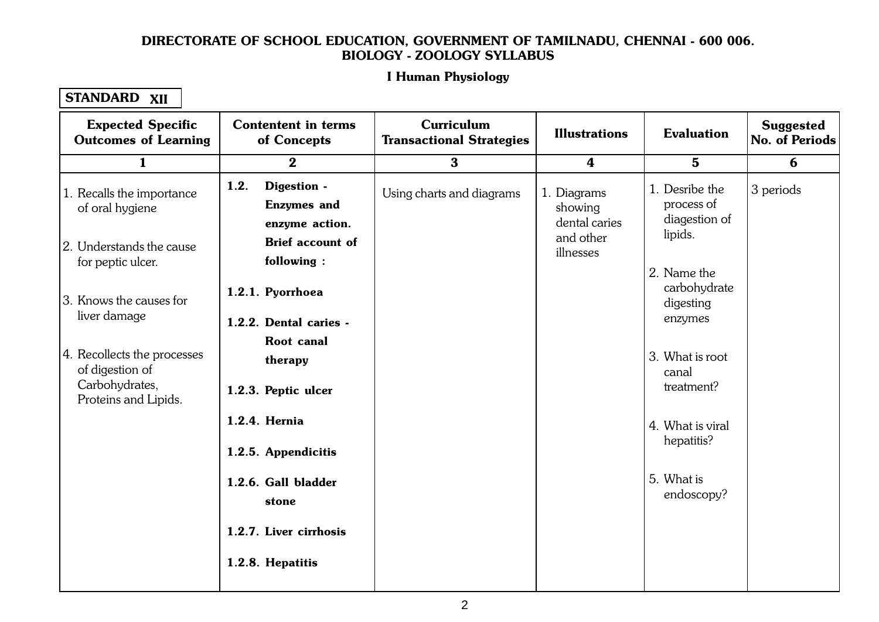# DIRECTORATE OF SCHOOL EDUCATION, GOVERNMENT OF TAMILNADU, CHENNAI - 600 006.

## BIOLOGY - ZOOLOGY SYLLABUS

### I Human Physiology

**STANDARD XII**

| Expected Specific Outcomes of Learning | Contentent in terms of Concepts | Curriculum Transactional Strategies | Illustrations | Evaluation | Suggested No. of Periods |
|---|---|---|---|---|---|
| 1 | 2 | 3 | 4 | 5 | 6 |
| 1. Recalls the importance of oral hygiene<br><br>2. Understands the cause for peptic ulcer.<br><br>3. Knows the causes for liver damage<br><br>4. Recollects the processes of digestion of Carbohydrates, Proteins and Lipids. | **1.2. Digestion - Enzymes and enzyme action. Brief account of following :**<br><br>**1.2.1. Pyorrhoea**<br><br>**1.2.2. Dental caries - Root canal therapy**<br><br>**1.2.3. Peptic ulcer**<br><br>**1.2.4. Hernia**<br><br>**1.2.5. Appendicitis**<br><br>**1.2.6. Gall bladder stone**<br><br>**1.2.7. Liver cirrhosis**<br><br>**1.2.8. Hepatitis** | Using charts and diagrams | 1. Diagrams showing dental caries and other illnesses | 1. Desribe the process of diagestion of lipids.<br><br>2. Name the carbohydrate digesting enzymes<br><br>3. What is root canal treatment?<br><br>4. What is viral hepatitis?<br><br>5. What is endoscopy? | 3 periods |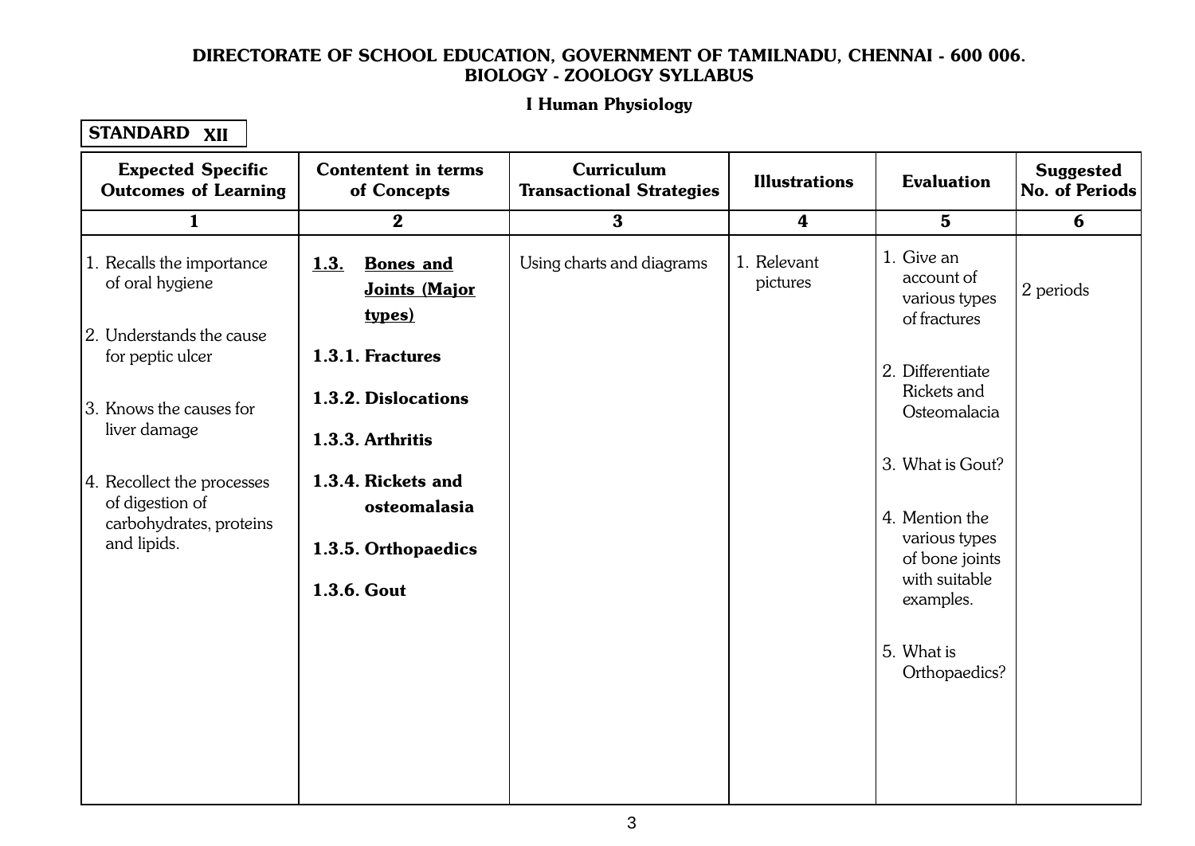**DIRECTORATE OF SCHOOL EDUCATION, GOVERNMENT OF TAMILNADU, CHENNAI - 600 006.**
**BIOLOGY - ZOOLOGY SYLLABUS**

**I Human Physiology**

**STANDARD XII**

| Expected Specific Outcomes of Learning | Contentent in terms of Concepts | Curriculum Transactional Strategies | Illustrations | Evaluation | Suggested No. of Periods |
|---|---|---|---|---|---|
| 1 | 2 | 3 | 4 | 5 | 6 |
| 1. Recalls the importance of oral hygiene<br><br>2. Understands the cause for peptic ulcer<br><br>3. Knows the causes for liver damage<br><br>4. Recollect the processes of digestion of carbohydrates, proteins and lipids. | **1.3. Bones and Joints (Major types)**<br><br>**1.3.1. Fractures**<br><br>**1.3.2. Dislocations**<br><br>**1.3.3. Arthritis**<br><br>**1.3.4. Rickets and osteomalasia**<br><br>**1.3.5. Orthopaedics**<br><br>**1.3.6. Gout** | Using charts and diagrams | 1. Relevant pictures | 1. Give an account of various types of fractures<br><br>2. Differentiate Rickets and Osteomalacia<br><br>3. What is Gout?<br><br>4. Mention the various types of bone joints with suitable examples.<br><br>5. What is Orthopaedics? | 2 periods |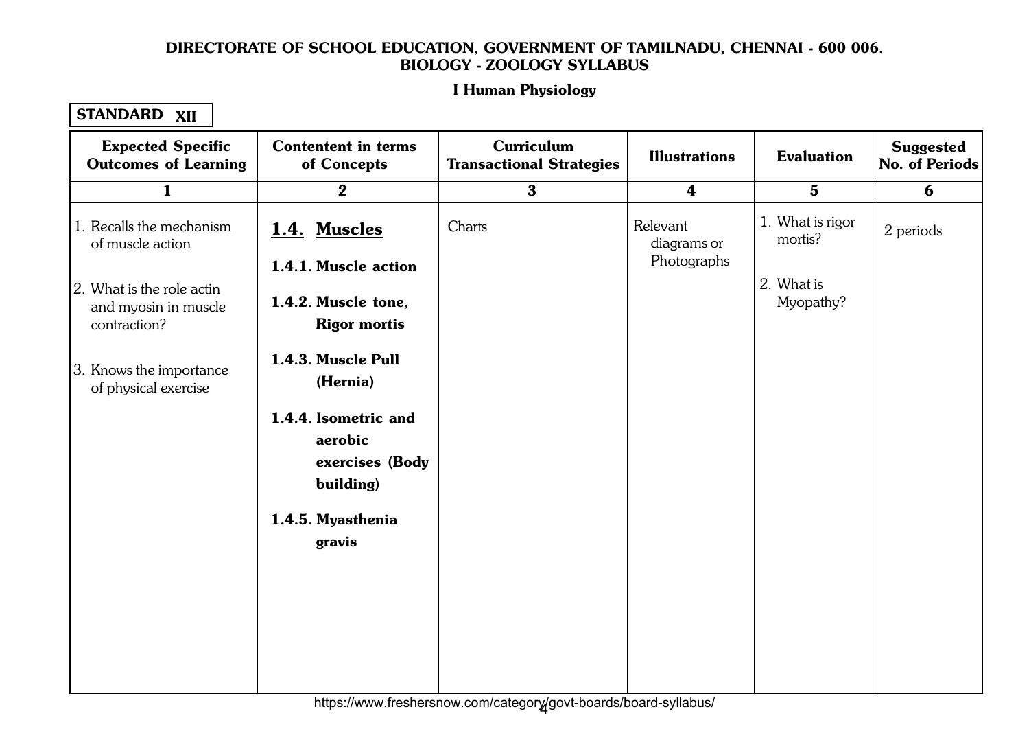**DIRECTORATE OF SCHOOL EDUCATION, GOVERNMENT OF TAMILNADU, CHENNAI - 600 006.**
**BIOLOGY - ZOOLOGY SYLLABUS**

**I Human Physiology**

**STANDARD XII**

| Expected Specific Outcomes of Learning | Contentent in terms of Concepts | Curriculum Transactional Strategies | Illustrations | Evaluation | Suggested No. of Periods |
|---|---|---|---|---|---|
| 1 | 2 | 3 | 4 | 5 | 6 |
| 1. Recalls the mechanism of muscle action<br>2. What is the role actin and myosin in muscle contraction?<br>3. Knows the importance of physical exercise | **1.4. Muscles**<br>**1.4.1. Muscle action**<br>**1.4.2. Muscle tone, Rigor mortis**<br>**1.4.3. Muscle Pull (Hernia)**<br>**1.4.4. Isometric and aerobic exercises (Body building)**<br>**1.4.5. Myasthenia gravis** | Charts | Relevant diagrams or Photographs | 1. What is rigor mortis?<br>2. What is Myopathy? | 2 periods |

https://www.freshersnow.com/category/govt-boards/board-syllabus/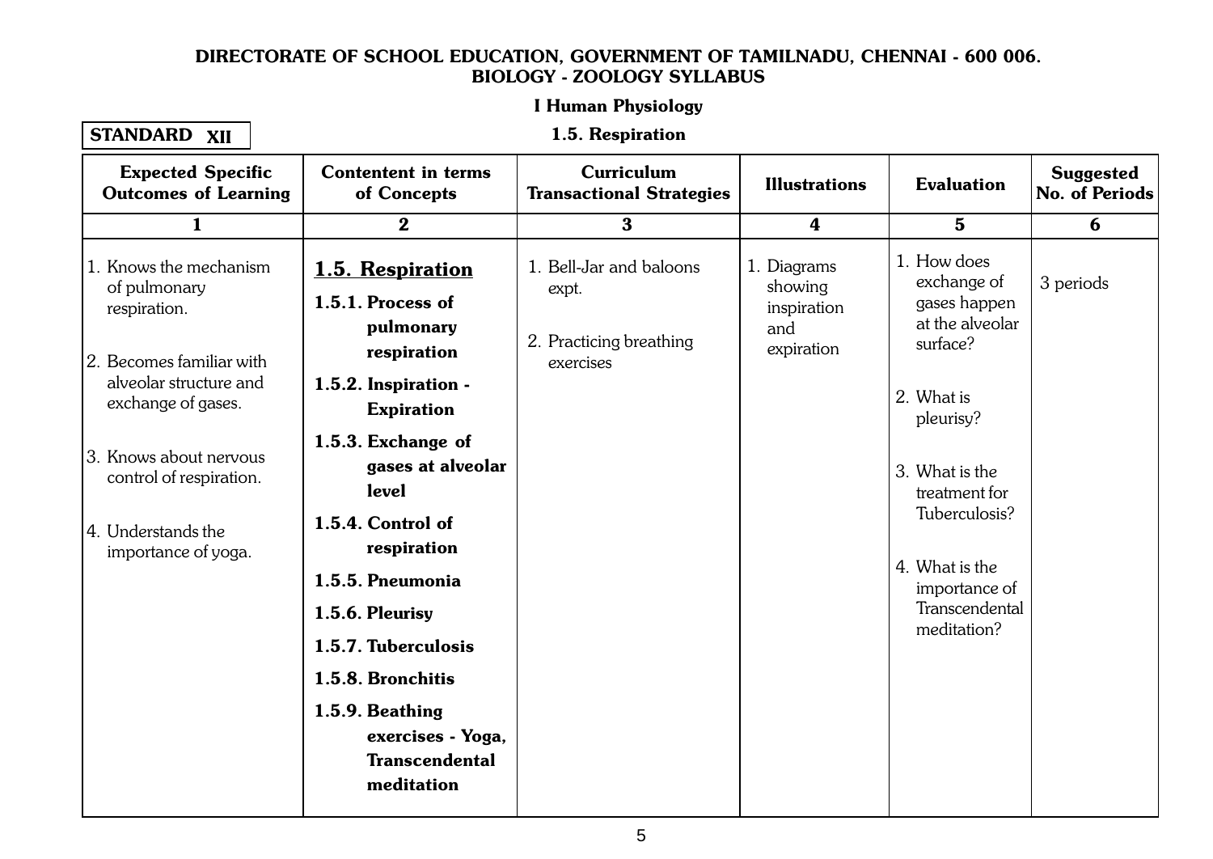**DIRECTORATE OF SCHOOL EDUCATION, GOVERNMENT OF TAMILNADU, CHENNAI - 600 006.**
**BIOLOGY - ZOOLOGY SYLLABUS**

**I Human Physiology**

**STANDARD XII**

**1.5. Respiration**

| Expected Specific Outcomes of Learning | Contentent in terms of Concepts | Curriculum Transactional Strategies | Illustrations | Evaluation | Suggested No. of Periods |
|---|---|---|---|---|---|
| 1 | 2 | 3 | 4 | 5 | 6 |
| 1. Knows the mechanism of pulmonary respiration.<br><br>2. Becomes familiar with alveolar structure and exchange of gases.<br><br>3. Knows about nervous control of respiration.<br><br>4. Understands the importance of yoga. | **1.5. Respiration**<br>**1.5.1. Process of pulmonary respiration**<br>**1.5.2. Inspiration - Expiration**<br>**1.5.3. Exchange of gases at alveolar level**<br>**1.5.4. Control of respiration**<br>**1.5.5. Pneumonia**<br>**1.5.6. Pleurisy**<br>**1.5.7. Tuberculosis**<br>**1.5.8. Bronchitis**<br>**1.5.9. Beathing exercises - Yoga, Transcendental meditation** | 1. Bell-Jar and baloons expt.<br><br>2. Practicing breathing exercises | 1. Diagrams showing inspiration and expiration | 1. How does exchange of gases happen at the alveolar surface?<br><br>2. What is pleurisy?<br><br>3. What is the treatment for Tuberculosis?<br><br>4. What is the importance of Transcendental meditation? | 3 periods |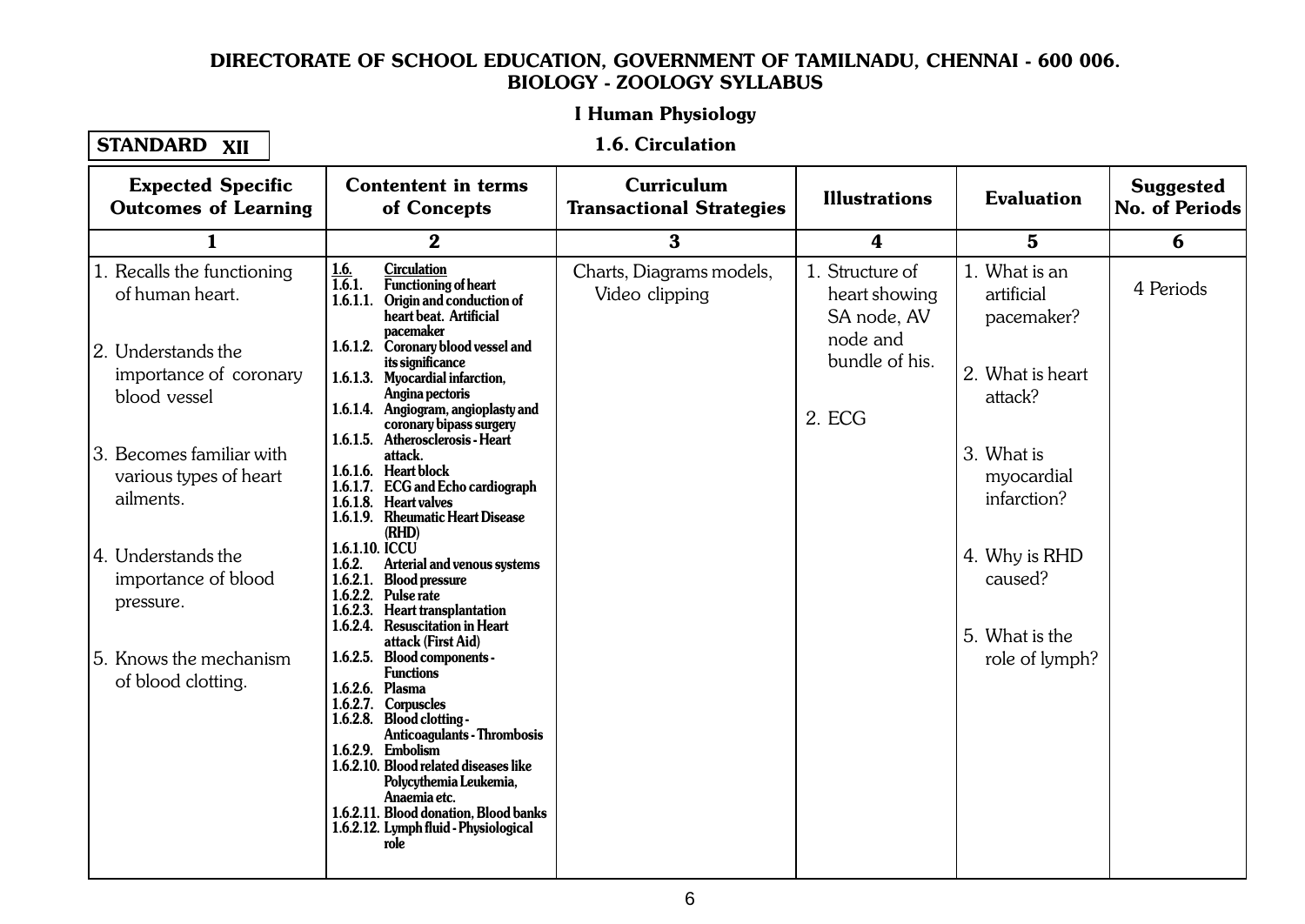**DIRECTORATE OF SCHOOL EDUCATION, GOVERNMENT OF TAMILNADU, CHENNAI - 600 006.**
**BIOLOGY - ZOOLOGY SYLLABUS**

**I Human Physiology**

**STANDARD XII**

**1.6. Circulation**

| Expected Specific Outcomes of Learning | Contentent in terms of Concepts | Curriculum Transactional Strategies | Illustrations | Evaluation | Suggested No. of Periods |
|---|---|---|---|---|---|
| 1 | 2 | 3 | 4 | 5 | 6 |
| 1. Recalls the functioning of human heart.<br><br>2. Understands the importance of coronary blood vessel<br><br>3. Becomes familiar with various types of heart ailments.<br><br>4. Understands the importance of blood pressure.<br><br>5. Knows the mechanism of blood clotting. | 1.6. Circulation<br>1.6.1. Functioning of heart<br>1.6.1.1. Origin and conduction of heart beat. Artificial pacemaker<br>1.6.1.2. Coronary blood vessel and its significance<br>1.6.1.3. Myocardial infarction, Angina pectoris<br>1.6.1.4. Angiogram, angioplasty and coronary bipass surgery<br>1.6.1.5. Atherosclerosis - Heart attack.<br>1.6.1.6. Heart block<br>1.6.1.7. ECG and Echo cardiograph<br>1.6.1.8. Heart valves<br>1.6.1.9. Rheumatic Heart Disease (RHD)<br>1.6.1.10. ICCU<br>1.6.2. Arterial and venous systems<br>1.6.2.1. Blood pressure<br>1.6.2.2. Pulse rate<br>1.6.2.3. Heart transplantation<br>1.6.2.4. Resuscitation in Heart attack (First Aid)<br>1.6.2.5. Blood components - Functions<br>1.6.2.6. Plasma<br>1.6.2.7. Corpuscles<br>1.6.2.8. Blood clotting - Anticoagulants - Thrombosis<br>1.6.2.9. Embolism<br>1.6.2.10. Blood related diseases like Polycythemia Leukemia, Anaemia etc.<br>1.6.2.11. Blood donation, Blood banks<br>1.6.2.12. Lymph fluid - Physiological role | Charts, Diagrams models, Video clipping | 1. Structure of heart showing SA node, AV node and bundle of his.<br><br>2. ECG | 1. What is an artificial pacemaker?<br><br>2. What is heart attack?<br><br>3. What is myocardial infarction?<br><br>4. Why is RHD caused?<br><br>5. What is the role of lymph? | 4 Periods |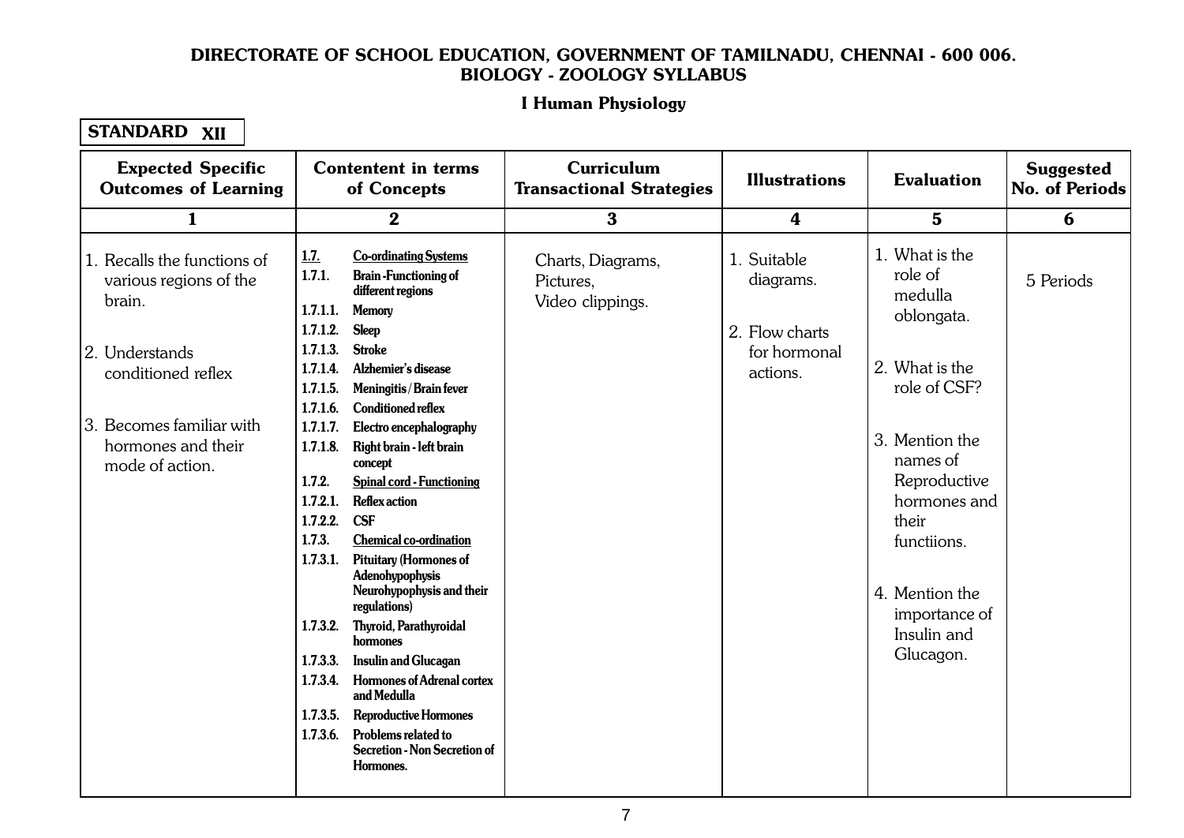**DIRECTORATE OF SCHOOL EDUCATION, GOVERNMENT OF TAMILNADU, CHENNAI - 600 006.**
**BIOLOGY - ZOOLOGY SYLLABUS**

**I Human Physiology**

**STANDARD XII**

| Expected Specific Outcomes of Learning | Contentent in terms of Concepts | Curriculum Transactional Strategies | Illustrations | Evaluation | Suggested No. of Periods |
|---|---|---|---|---|---|
| 1 | 2 | 3 | 4 | 5 | 6 |
| 1. Recalls the functions of various regions of the brain.<br><br>2. Understands conditioned reflex<br><br>3. Becomes familiar with hormones and their mode of action. | **1.7. Co-ordinating Systems**<br>**1.7.1. Brain -Functioning of different regions**<br>**1.7.1.1. Memory**<br>**1.7.1.2. Sleep**<br>**1.7.1.3. Stroke**<br>**1.7.1.4. Alzhemier's disease**<br>**1.7.1.5. Meningitis / Brain fever**<br>**1.7.1.6. Conditioned reflex**<br>**1.7.1.7. Electro encephalography**<br>**1.7.1.8. Right brain - left brain concept**<br>**1.7.2. Spinal cord - Functioning**<br>**1.7.2.1. Reflex action**<br>**1.7.2.2. CSF**<br>**1.7.3. Chemical co-ordination**<br>**1.7.3.1. Pituitary (Hormones of Adenohypophysis Neurohypophysis and their regulations)**<br>**1.7.3.2. Thyroid, Parathyroidal hormones**<br>**1.7.3.3. Insulin and Glucagan**<br>**1.7.3.4. Hormones of Adrenal cortex and Medulla**<br>**1.7.3.5. Reproductive Hormones**<br>**1.7.3.6. Problems related to Secretion - Non Secretion of Hormones.** | Charts, Diagrams, Pictures, Video clippings. | 1. Suitable diagrams.<br><br>2. Flow charts for hormonal actions. | 1. What is the role of medulla oblongata.<br><br>2. What is the role of CSF?<br><br>3. Mention the names of Reproductive hormones and their functiions.<br><br>4. Mention the importance of Insulin and Glucagon. | 5 Periods |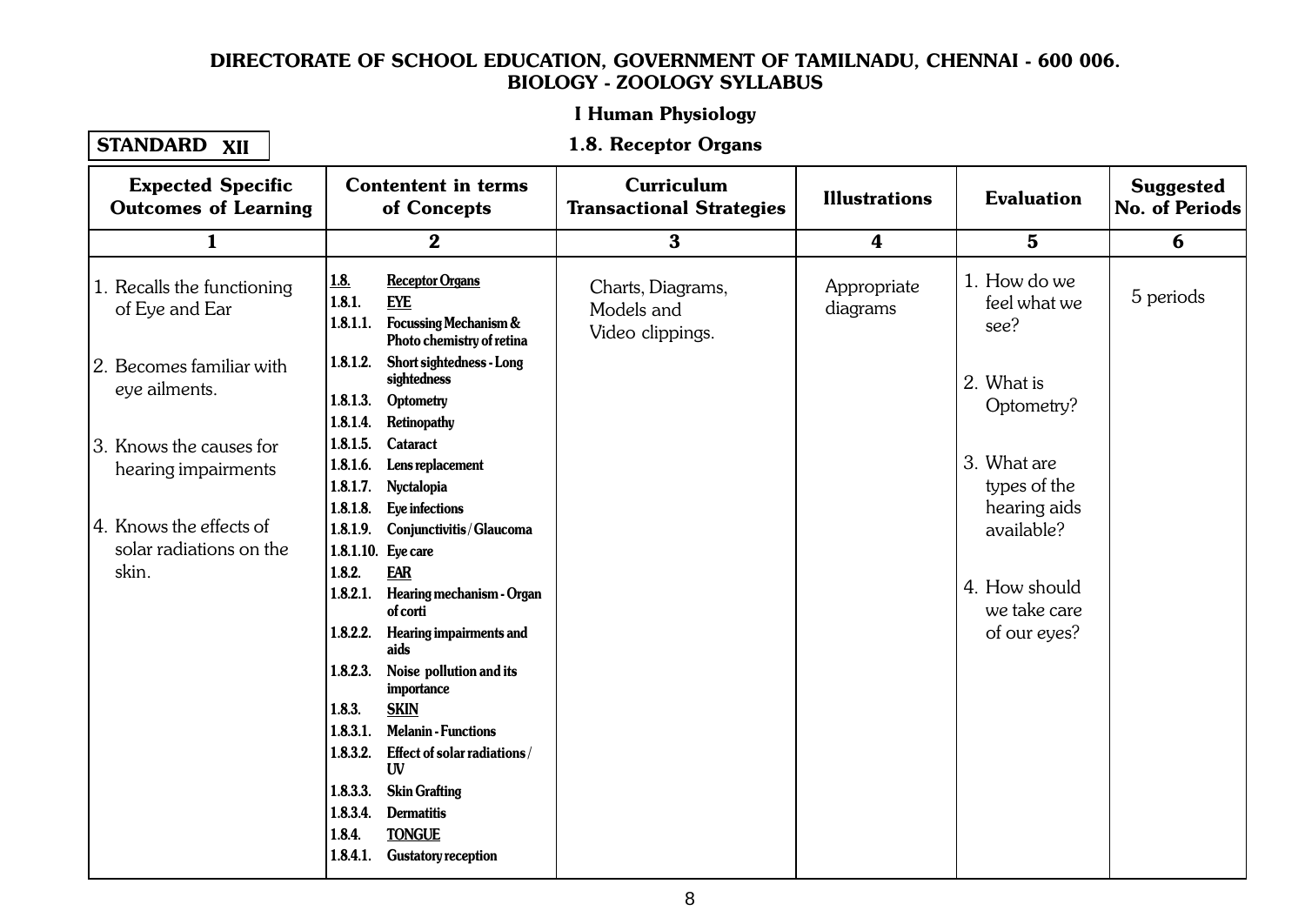# DIRECTORATE OF SCHOOL EDUCATION, GOVERNMENT OF TAMILNADU, CHENNAI - 600 006.

## BIOLOGY - ZOOLOGY SYLLABUS

### I Human Physiology

**STANDARD XII**

### 1.8. Receptor Organs

| Expected Specific Outcomes of Learning | Contentent in terms of Concepts | Curriculum Transactional Strategies | Illustrations | Evaluation | Suggested No. of Periods |
|---|---|---|---|---|---|
| 1 | 2 | 3 | 4 | 5 | 6 |
| 1. Recalls the functioning of Eye and Ear<br><br>2. Becomes familiar with eye ailments.<br><br>3. Knows the causes for hearing impairments<br><br>4. Knows the effects of solar radiations on the skin. | **1.8. Receptor Organs**<br>**1.8.1. EYE**<br>**1.8.1.1. Focussing Mechanism & Photo chemistry of retina**<br>**1.8.1.2. Short sightedness - Long sightedness**<br>**1.8.1.3. Optometry**<br>**1.8.1.4. Retinopathy**<br>**1.8.1.5. Cataract**<br>**1.8.1.6. Lens replacement**<br>**1.8.1.7. Nyctalopia**<br>**1.8.1.8. Eye infections**<br>**1.8.1.9. Conjunctivitis / Glaucoma**<br>**1.8.1.10. Eye care**<br>**1.8.2. EAR**<br>**1.8.2.1. Hearing mechanism - Organ of corti**<br>**1.8.2.2. Hearing impairments and aids**<br>**1.8.2.3. Noise pollution and its importance**<br>**1.8.3. SKIN**<br>**1.8.3.1. Melanin - Functions**<br>**1.8.3.2. Effect of solar radiations / UV**<br>**1.8.3.3. Skin Grafting**<br>**1.8.3.4. Dermatitis**<br>**1.8.4. TONGUE**<br>**1.8.4.1. Gustatory reception** | Charts, Diagrams, Models and Video clippings. | Appropriate diagrams | 1. How do we feel what we see?<br><br>2. What is Optometry?<br><br>3. What are types of the hearing aids available?<br><br>4. How should we take care of our eyes? | 5 periods |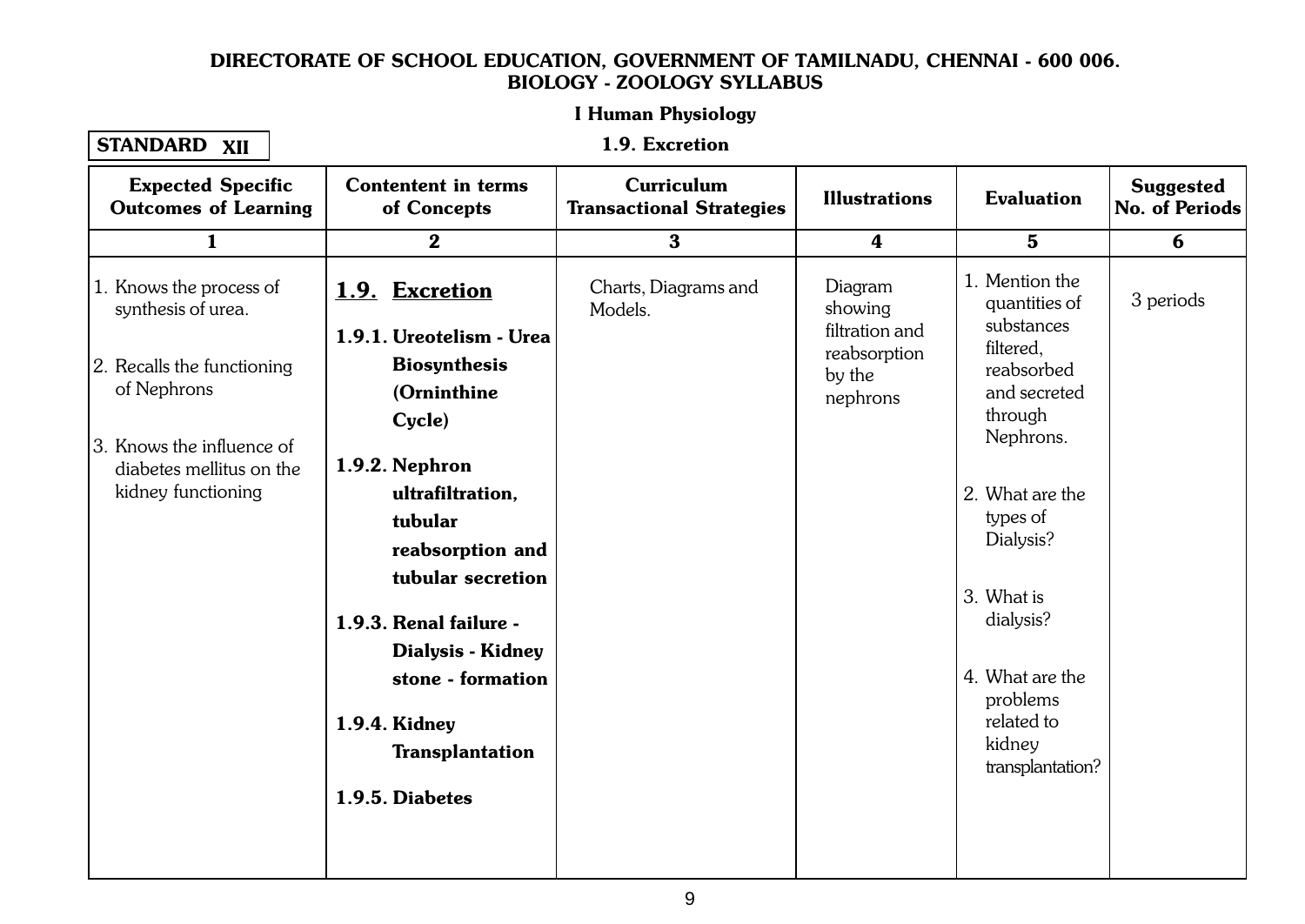**DIRECTORATE OF SCHOOL EDUCATION, GOVERNMENT OF TAMILNADU, CHENNAI - 600 006.**
**BIOLOGY - ZOOLOGY SYLLABUS**

**I Human Physiology**

**STANDARD XII**

**1.9. Excretion**

| Expected Specific Outcomes of Learning | Contentent in terms of Concepts | Curriculum Transactional Strategies | Illustrations | Evaluation | Suggested No. of Periods |
|---|---|---|---|---|---|
| 1 | 2 | 3 | 4 | 5 | 6 |
| 1. Knows the process of synthesis of urea.<br><br>2. Recalls the functioning of Nephrons<br><br>3. Knows the influence of diabetes mellitus on the kidney functioning | **1.9. Excretion**<br><br>**1.9.1. Ureotelism - Urea Biosynthesis (Ornithine Cycle)**<br><br>**1.9.2. Nephron ultrafiltration, tubular reabsorption and tubular secretion**<br><br>**1.9.3. Renal failure - Dialysis - Kidney stone - formation**<br><br>**1.9.4. Kidney Transplantation**<br><br>**1.9.5. Diabetes** | Charts, Diagrams and Models. | Diagram showing filtration and reabsorption by the nephrons | 1. Mention the quantities of substances filtered, reabsorbed and secreted through Nephrons.<br><br>2. What are the types of Dialysis?<br><br>3. What is dialysis?<br><br>4. What are the problems related to kidney transplantation? | 3 periods |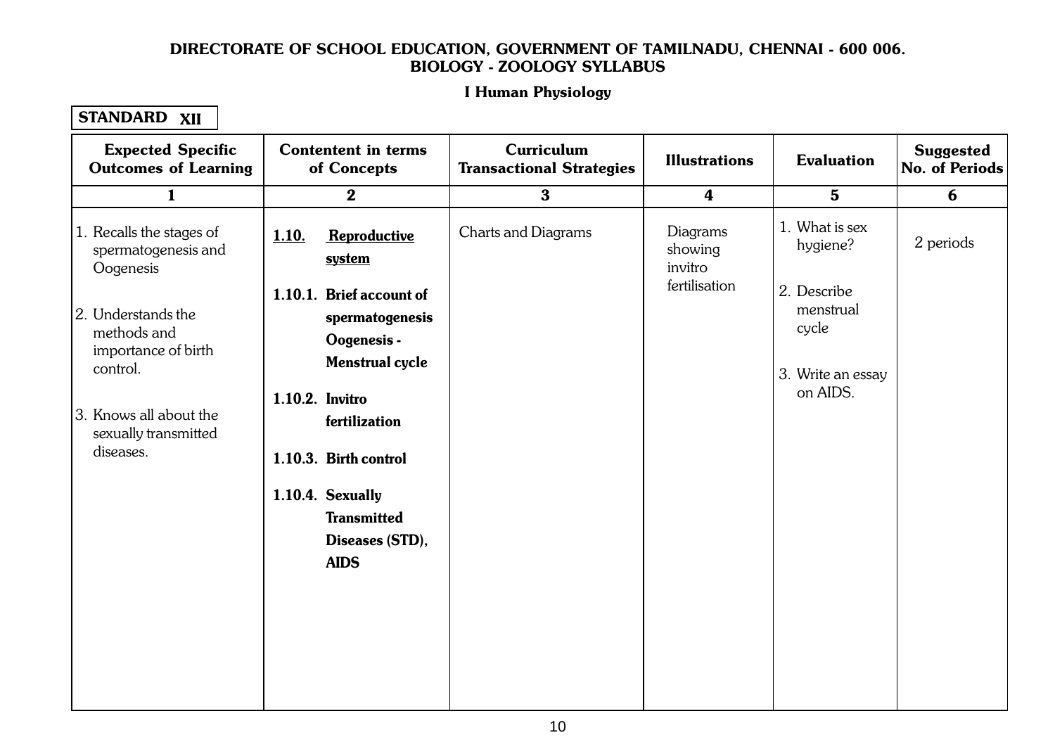**DIRECTORATE OF SCHOOL EDUCATION, GOVERNMENT OF TAMILNADU, CHENNAI - 600 006.**
**BIOLOGY - ZOOLOGY SYLLABUS**

**I Human Physiology**

**STANDARD XII**

| Expected Specific Outcomes of Learning | Contentent in terms of Concepts | Curriculum Transactional Strategies | Illustrations | Evaluation | Suggested No. of Periods |
|---|---|---|---|---|---|
| 1 | 2 | 3 | 4 | 5 | 6 |
| 1. Recalls the stages of spermatogenesis and Oogenesis<br><br>2. Understands the methods and importance of birth control.<br><br>3. Knows all about the sexually transmitted diseases. | **1.10. Reproductive system**<br><br>**1.10.1. Brief account of spermatogenesis Oogenesis - Menstrual cycle**<br><br>**1.10.2. Invitro fertilization**<br><br>**1.10.3. Birth control**<br><br>**1.10.4. Sexually Transmitted Diseases (STD), AIDS** | Charts and Diagrams | Diagrams showing invitro fertilisation | 1. What is sex hygiene?<br><br>2. Describe menstrual cycle<br><br>3. Write an essay on AIDS. | 2 periods |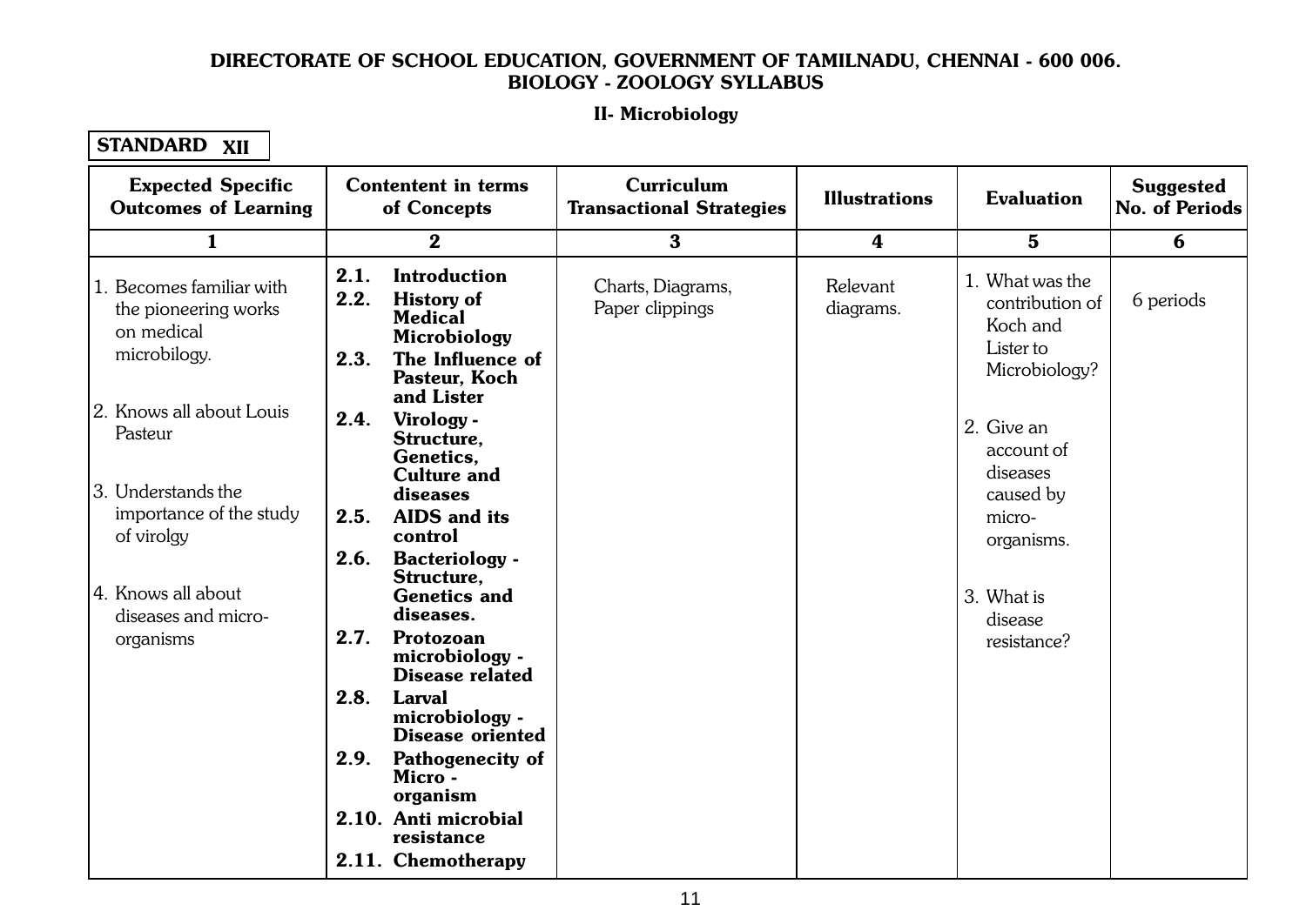**DIRECTORATE OF SCHOOL EDUCATION, GOVERNMENT OF TAMILNADU, CHENNAI - 600 006.**
**BIOLOGY - ZOOLOGY SYLLABUS**

**II- Microbiology**

**STANDARD XII**

| Expected Specific Outcomes of Learning | Contentent in terms of Concepts | Curriculum Transactional Strategies | Illustrations | Evaluation | Suggested No. of Periods |
|---|---|---|---|---|---|
| 1 | 2 | 3 | 4 | 5 | 6 |
| 1. Becomes familiar with the pioneering works on medical microbilogy.<br><br>2. Knows all about Louis Pasteur<br><br>3. Understands the importance of the study of virolgy<br><br>4. Knows all about diseases and micro-organisms | **2.1. Introduction**<br>**2.2. History of Medical Microbiology**<br>**2.3. The Influence of Pasteur, Koch and Lister**<br>**2.4. Virology - Structure, Genetics, Culture and diseases**<br>**2.5. AIDS and its control**<br>**2.6. Bacteriology - Structure, Genetics and diseases.**<br>**2.7. Protozoan microbiology - Disease related**<br>**2.8. Larval microbiology - Disease oriented**<br>**2.9. Pathogenecity of Micro - organism**<br>**2.10. Anti microbial resistance**<br>**2.11. Chemotherapy** | Charts, Diagrams, Paper clippings | Relevant diagrams. | 1. What was the contribution of Koch and Lister to Microbiology?<br><br>2. Give an account of diseases caused by micro-organisms.<br><br>3. What is disease resistance? | 6 periods |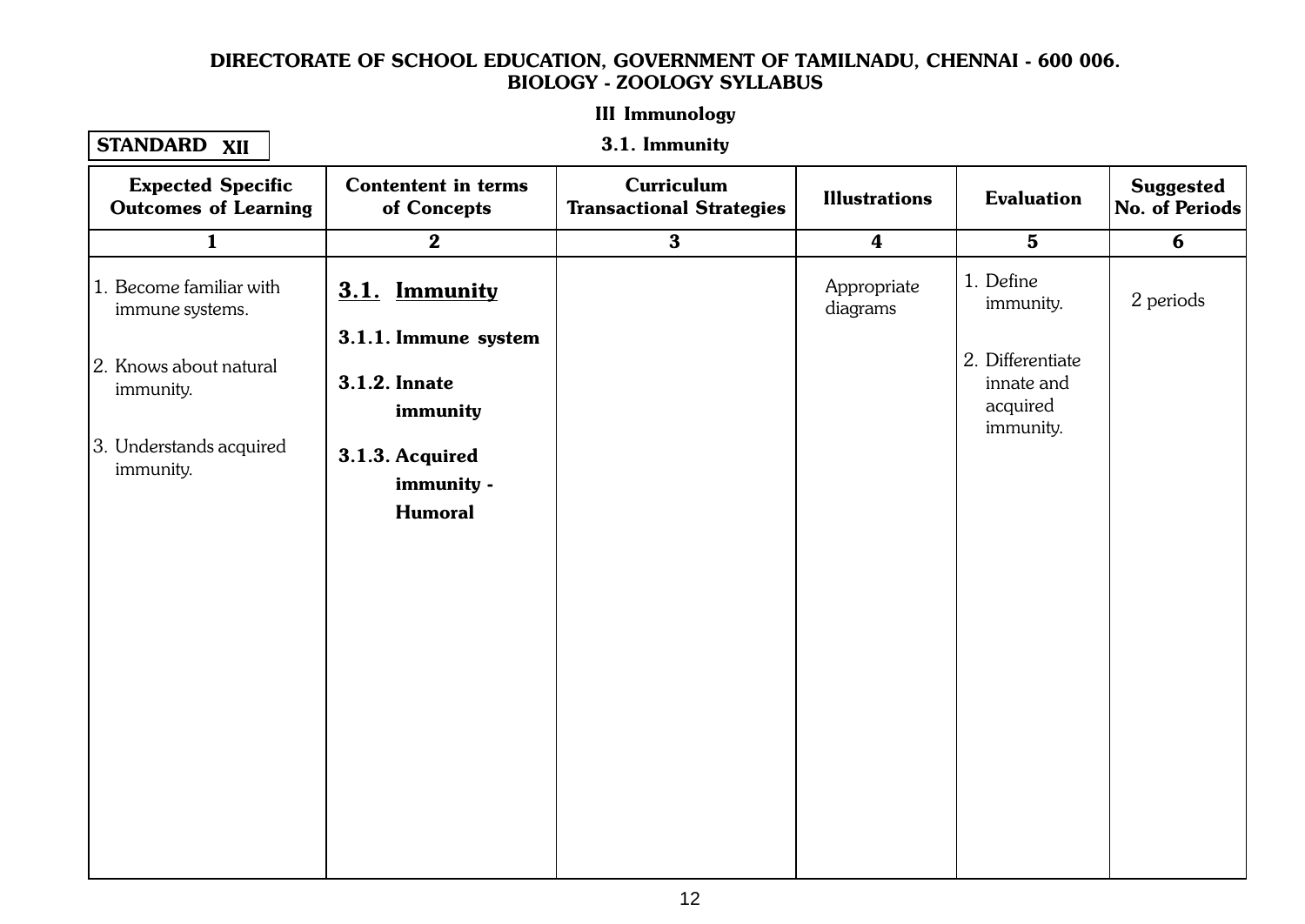# DIRECTORATE OF SCHOOL EDUCATION, GOVERNMENT OF TAMILNADU, CHENNAI - 600 006.

## BIOLOGY - ZOOLOGY SYLLABUS

### III Immunology

**STANDARD XII**

### 3.1. Immunity

| Expected Specific Outcomes of Learning | Contentent in terms of Concepts | Curriculum Transactional Strategies | Illustrations | Evaluation | Suggested No. of Periods |
|---|---|---|---|---|---|
| 1 | 2 | 3 | 4 | 5 | 6 |
| 1. Become familiar with immune systems.<br><br>2. Knows about natural immunity.<br><br>3. Understands acquired immunity. | **3.1. Immunity**<br><br>**3.1.1. Immune system**<br><br>**3.1.2. Innate immunity**<br><br>**3.1.3. Acquired immunity - Humoral** | | Appropriate diagrams | 1. Define immunity.<br><br>2. Differentiate innate and acquired immunity. | 2 periods |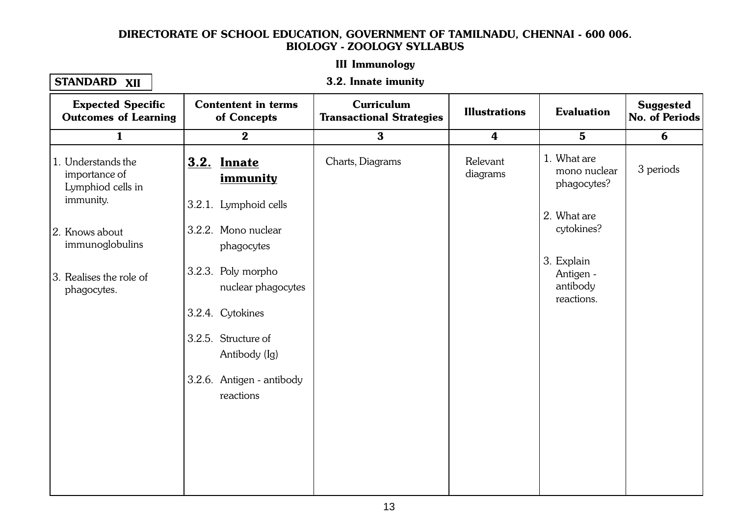**DIRECTORATE OF SCHOOL EDUCATION, GOVERNMENT OF TAMILNADU, CHENNAI - 600 006.**
**BIOLOGY - ZOOLOGY SYLLABUS**

**III Immunology**

**STANDARD XII**

**3.2. Innate imunity**

| Expected Specific Outcomes of Learning | Contentent in terms of Concepts | Curriculum Transactional Strategies | Illustrations | Evaluation | Suggested No. of Periods |
|---|---|---|---|---|---|
| 1 | 2 | 3 | 4 | 5 | 6 |
| 1. Understands the importance of Lymphiod cells in immunity.<br><br>2. Knows about immunoglobulins<br><br>3. Realises the role of phagocytes. | **3.2. Innate immunity**<br><br>3.2.1. Lymphoid cells<br><br>3.2.2. Mono nuclear phagocytes<br><br>3.2.3. Poly morpho nuclear phagocytes<br><br>3.2.4. Cytokines<br><br>3.2.5. Structure of Antibody (Ig)<br><br>3.2.6. Antigen - antibody reactions | Charts, Diagrams | Relevant diagrams | 1. What are mono nuclear phagocytes?<br><br>2. What are cytokines?<br><br>3. Explain Antigen - antibody reactions. | 3 periods |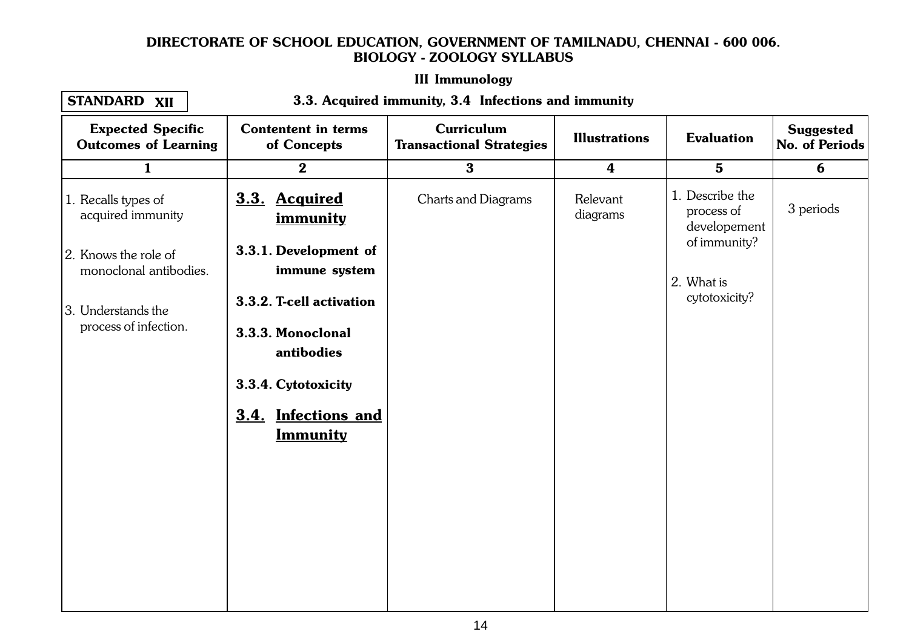**DIRECTORATE OF SCHOOL EDUCATION, GOVERNMENT OF TAMILNADU, CHENNAI - 600 006.**
**BIOLOGY - ZOOLOGY SYLLABUS**

**III Immunology**

**STANDARD XII**

**3.3. Acquired immunity, 3.4 Infections and immunity**

| Expected Specific Outcomes of Learning | Contentent in terms of Concepts | Curriculum Transactional Strategies | Illustrations | Evaluation | Suggested No. of Periods |
|---|---|---|---|---|---|
| 1 | 2 | 3 | 4 | 5 | 6 |
| 1. Recalls types of acquired immunity<br>2. Knows the role of monoclonal antibodies.<br>3. Understands the process of infection. | **3.3. Acquired immunity**<br>**3.3.1. Development of immune system**<br>**3.3.2. T-cell activation**<br>**3.3.3. Monoclonal antibodies**<br>**3.3.4. Cytotoxicity**<br>**3.4. Infections and Immunity** | Charts and Diagrams | Relevant diagrams | 1. Describe the process of developement of immunity?<br>2. What is cytotoxicity? | 3 periods |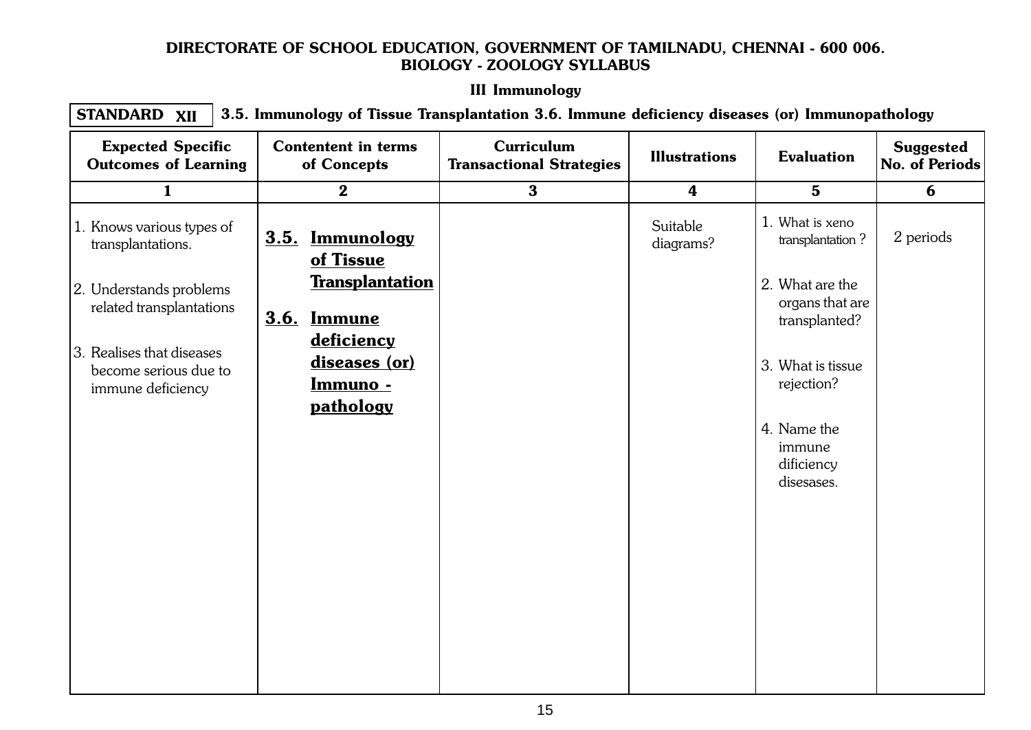**DIRECTORATE OF SCHOOL EDUCATION, GOVERNMENT OF TAMILNADU, CHENNAI - 600 006.**
**BIOLOGY - ZOOLOGY SYLLABUS**

**III Immunology**

**STANDARD XII** | **3.5. Immunology of Tissue Transplantation 3.6. Immune deficiency diseases (or) Immunopathology**

| Expected Specific Outcomes of Learning | Contentent in terms of Concepts | Curriculum Transactional Strategies | Illustrations | Evaluation | Suggested No. of Periods |
|---|---|---|---|---|---|
| 1 | 2 | 3 | 4 | 5 | 6 |
| 1. Knows various types of transplantations.<br>2. Understands problems related transplantations<br>3. Realises that diseases become serious due to immune deficiency | **3.5. Immunology of Tissue Transplantation**<br>**3.6. Immune deficiency diseases (or) Immuno - pathology** | | Suitable diagrams? | 1. What is xeno transplantation ?<br>2. What are the organs that are transplanted?<br>3. What is tissue rejection?<br>4. Name the immune dificiency disesases. | 2 periods |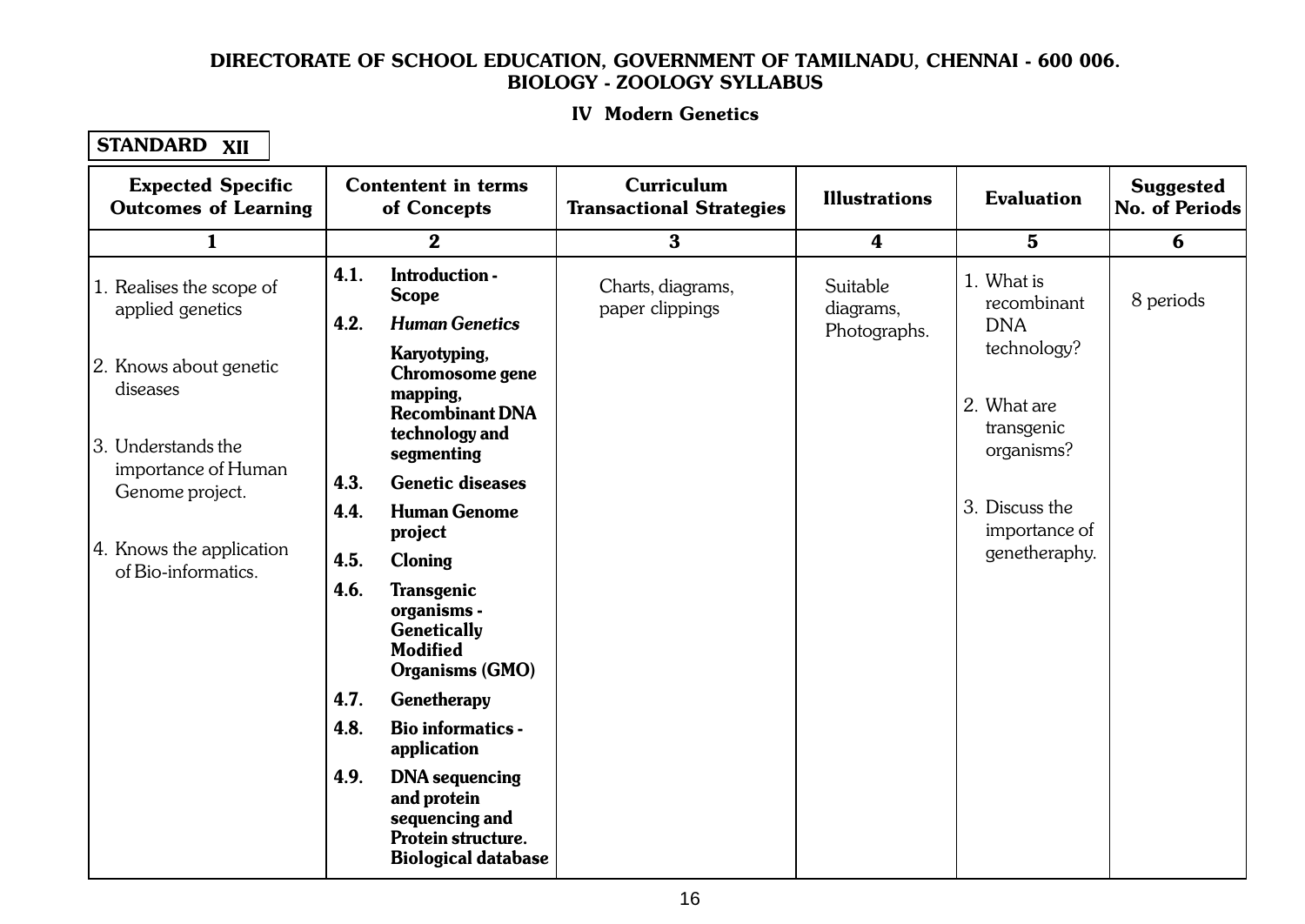**DIRECTORATE OF SCHOOL EDUCATION, GOVERNMENT OF TAMILNADU, CHENNAI - 600 006.**
**BIOLOGY - ZOOLOGY SYLLABUS**

## IV Modern Genetics

**STANDARD XII**

| Expected Specific Outcomes of Learning | Contentent in terms of Concepts | Curriculum Transactional Strategies | Illustrations | Evaluation | Suggested No. of Periods |
|---|---|---|---|---|---|
| 1 | 2 | 3 | 4 | 5 | 6 |
| 1. Realises the scope of applied genetics<br>2. Knows about genetic diseases<br>3. Understands the importance of Human Genome project.<br>4. Knows the application of Bio-informatics. | **4.1. Introduction - Scope**<br>**4.2. *Human Genetics***<br>**Karyotyping, Chromosome gene mapping, Recombinant DNA technology and segmenting**<br>**4.3. Genetic diseases**<br>**4.4. Human Genome project**<br>**4.5. Cloning**<br>**4.6. Transgenic organisms - Genetically Modified Organisms (GMO)**<br>**4.7. Genetherapy**<br>**4.8. Bio informatics - application**<br>**4.9. DNA sequencing and protein sequencing and Protein structure. Biological database** | Charts, diagrams, paper clippings | Suitable diagrams, Photographs. | 1. What is recombinant DNA technology?<br>2. What are transgenic organisms?<br>3. Discuss the importance of genetheraphy. | 8 periods |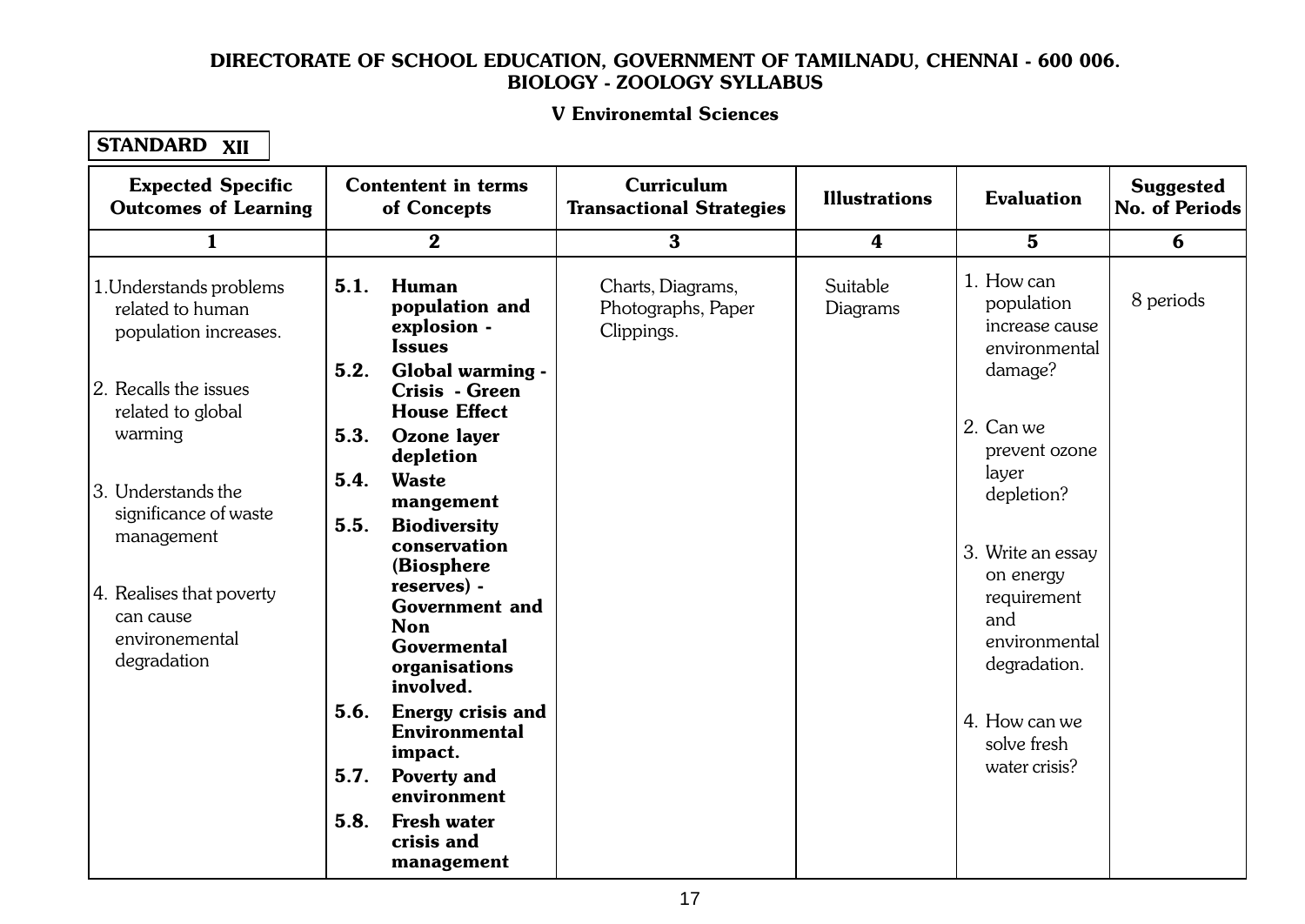**DIRECTORATE OF SCHOOL EDUCATION, GOVERNMENT OF TAMILNADU, CHENNAI - 600 006.**
**BIOLOGY - ZOOLOGY SYLLABUS**

**V Environemtal Sciences**

**STANDARD XII**

| Expected Specific Outcomes of Learning | Contentent in terms of Concepts | Curriculum Transactional Strategies | Illustrations | Evaluation | Suggested No. of Periods |
|---|---|---|---|---|---|
| 1 | 2 | 3 | 4 | 5 | 6 |
| 1. Understands problems related to human population increases.<br><br>2. Recalls the issues related to global warming<br><br>3. Understands the significance of waste management<br><br>4. Realises that poverty can cause environemental degradation | **5.1. Human population and explosion - Issues**<br>**5.2. Global warming - Crisis - Green House Effect**<br>**5.3. Ozone layer depletion**<br>**5.4. Waste mangement**<br>**5.5. Biodiversity conservation (Biosphere reserves) - Government and Non Govermental organisations involved.**<br>**5.6. Energy crisis and Environmental impact.**<br>**5.7. Poverty and environment**<br>**5.8. Fresh water crisis and management** | Charts, Diagrams, Photographs, Paper Clippings. | Suitable Diagrams | 1. How can population increase cause environmental damage?<br><br>2. Can we prevent ozone layer depletion?<br><br>3. Write an essay on energy requirement and environmental degradation.<br><br>4. How can we solve fresh water crisis? | 8 periods |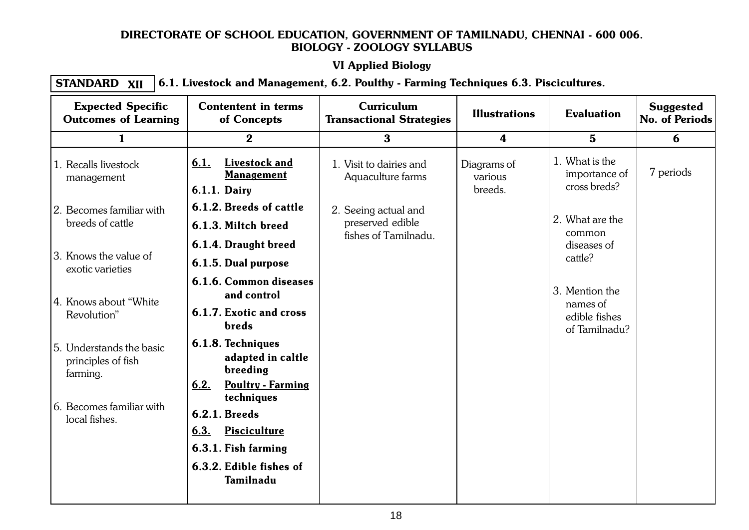**DIRECTORATE OF SCHOOL EDUCATION, GOVERNMENT OF TAMILNADU, CHENNAI - 600 006.**
**BIOLOGY - ZOOLOGY SYLLABUS**

**VI Applied Biology**

**STANDARD XII** | **6.1. Livestock and Management, 6.2. Poulthy - Farming Techniques 6.3. Piscicultures.**

| Expected Specific Outcomes of Learning | Contentent in terms of Concepts | Curriculum Transactional Strategies | Illustrations | Evaluation | Suggested No. of Periods |
|---|---|---|---|---|---|
| 1 | 2 | 3 | 4 | 5 | 6 |
| 1. Recalls livestock management<br>2. Becomes familiar with breeds of cattle<br>3. Knows the value of exotic varieties<br>4. Knows about "White Revolution"<br>5. Understands the basic principles of fish farming.<br>6. Becomes familiar with local fishes. | **6.1. Livestock and Management**<br>**6.1.1. Dairy**<br>**6.1.2. Breeds of cattle**<br>**6.1.3. Miltch breed**<br>**6.1.4. Draught breed**<br>**6.1.5. Dual purpose**<br>**6.1.6. Common diseases and control**<br>**6.1.7. Exotic and cross breds**<br>**6.1.8. Techniques adapted in caltle breeding**<br>**6.2. Poultry - Farming techniques**<br>**6.2.1. Breeds**<br>**6.3. Pisciculture**<br>**6.3.1. Fish farming**<br>**6.3.2. Edible fishes of Tamilnadu** | 1. Visit to dairies and Aquaculture farms<br>2. Seeing actual and preserved edible fishes of Tamilnadu. | Diagrams of various breeds. | 1. What is the importance of cross breds?<br>2. What are the common diseases of cattle?<br>3. Mention the names of edible fishes of Tamilnadu? | 7 periods |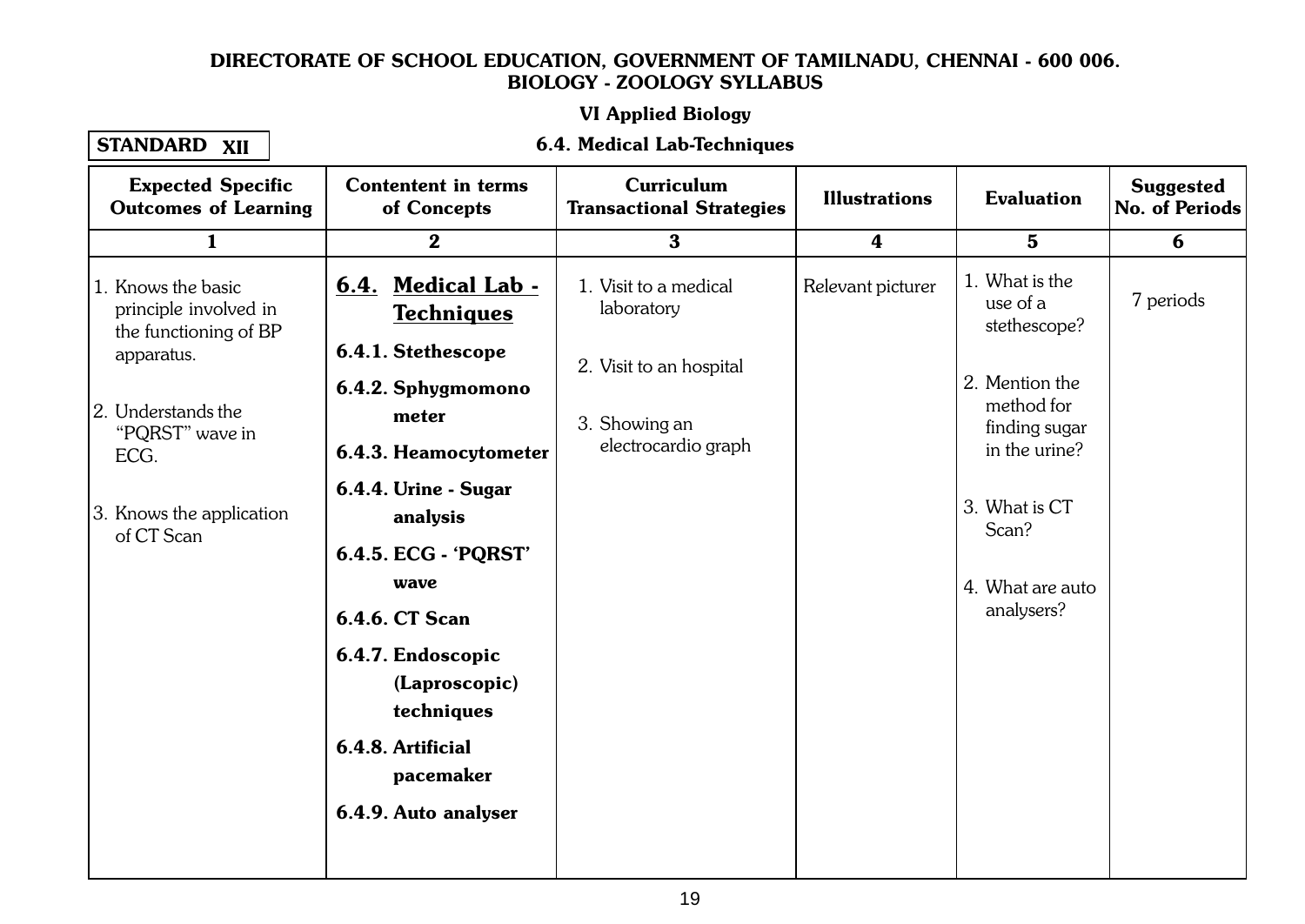**DIRECTORATE OF SCHOOL EDUCATION, GOVERNMENT OF TAMILNADU, CHENNAI - 600 006.**
**BIOLOGY - ZOOLOGY SYLLABUS**

**VI Applied Biology**

**STANDARD XII**

**6.4. Medical Lab-Techniques**

| Expected Specific Outcomes of Learning | Contentent in terms of Concepts | Curriculum Transactional Strategies | Illustrations | Evaluation | Suggested No. of Periods |
|---|---|---|---|---|---|
| 1 | 2 | 3 | 4 | 5 | 6 |
| 1. Knows the basic principle involved in the functioning of BP apparatus.<br><br>2. Understands the "PQRST" wave in ECG.<br><br>3. Knows the application of CT Scan | **6.4. Medical Lab - Techniques**<br>**6.4.1. Stethescope**<br>**6.4.2. Sphygmomono meter**<br>**6.4.3. Heamocytometer**<br>**6.4.4. Urine - Sugar analysis**<br>**6.4.5. ECG - 'PQRST' wave**<br>**6.4.6. CT Scan**<br>**6.4.7. Endoscopic (Laproscopic) techniques**<br>**6.4.8. Artificial pacemaker**<br>**6.4.9. Auto analyser** | 1. Visit to a medical laboratory<br><br>2. Visit to an hospital<br><br>3. Showing an electrocardio graph | Relevant picturer | 1. What is the use of a stethescope?<br><br>2. Mention the method for finding sugar in the urine?<br><br>3. What is CT Scan?<br><br>4. What are auto analysers? | 7 periods |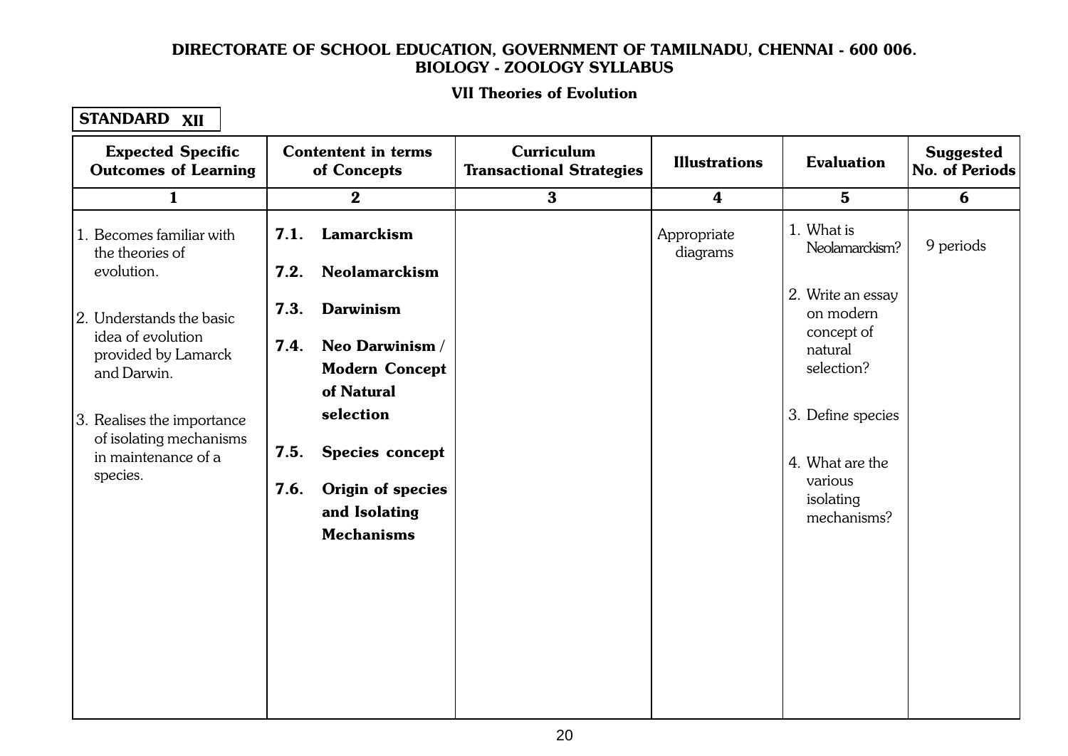# DIRECTORATE OF SCHOOL EDUCATION, GOVERNMENT OF TAMILNADU, CHENNAI - 600 006.
## BIOLOGY - ZOOLOGY SYLLABUS

### VII Theories of Evolution

**STANDARD XII**

| Expected Specific Outcomes of Learning | Contentent in terms of Concepts | Curriculum Transactional Strategies | Illustrations | Evaluation | Suggested No. of Periods |
|---|---|---|---|---|---|
| 1 | 2 | 3 | 4 | 5 | 6 |
| 1. Becomes familiar with the theories of evolution.<br><br>2. Understands the basic idea of evolution provided by Lamarck and Darwin.<br><br>3. Realises the importance of isolating mechanisms in maintenance of a species. | **7.1. Lamarckism**<br><br>**7.2. Neolamarckism**<br><br>**7.3. Darwinism**<br><br>**7.4. Neo Darwinism / Modern Concept of Natural selection**<br><br>**7.5. Species concept**<br><br>**7.6. Origin of species and Isolating Mechanisms** | | Appropriate diagrams | 1. What is Neolamarckism?<br><br>2. Write an essay on modern concept of natural selection?<br><br>3. Define species<br><br>4. What are the various isolating mechanisms? | 9 periods |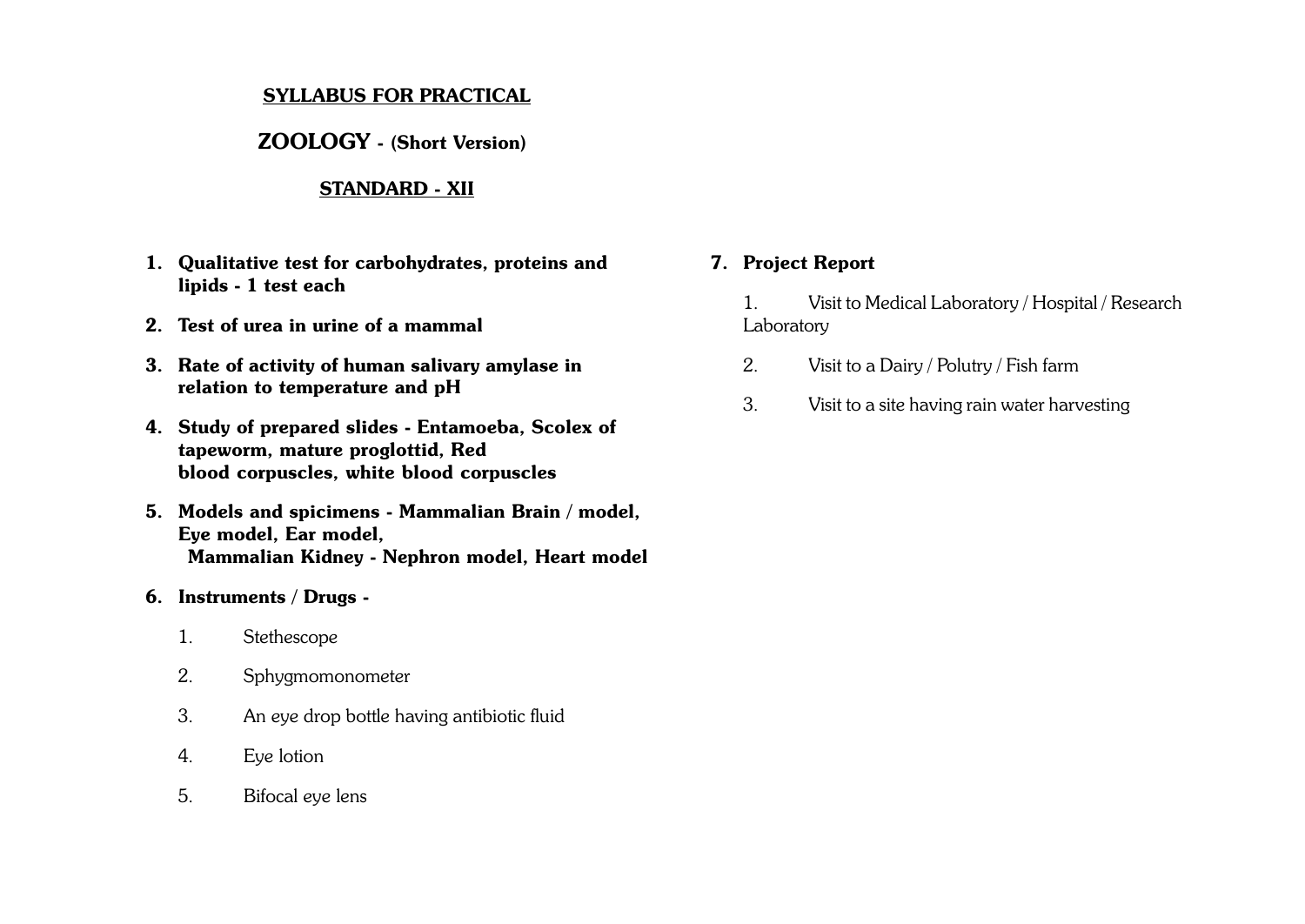# SYLLABUS FOR PRACTICAL

## ZOOLOGY - (Short Version)

### STANDARD - XII

1. **Qualitative test for carbohydrates, proteins and lipids - 1 test each**
2. **Test of urea in urine of a mammal**
3. **Rate of activity of human salivary amylase in relation to temperature and pH**
4. **Study of prepared slides - Entamoeba, Scolex of tapeworm, mature proglottid, Red blood corpuscles, white blood corpuscles**
5. **Models and spicimens - Mammalian Brain / model, Eye model, Ear model, Mammalian Kidney - Nephron model, Heart model**
6. **Instruments / Drugs -**
   1. Stethescope
   2. Sphygmomonometer
   3. An eye drop bottle having antibiotic fluid
   4. Eye lotion
   5. Bifocal eye lens
7. **Project Report**
   1. Visit to Medical Laboratory / Hospital / Research Laboratory
   2. Visit to a Dairy / Polutry / Fish farm
   3. Visit to a site having rain water harvesting